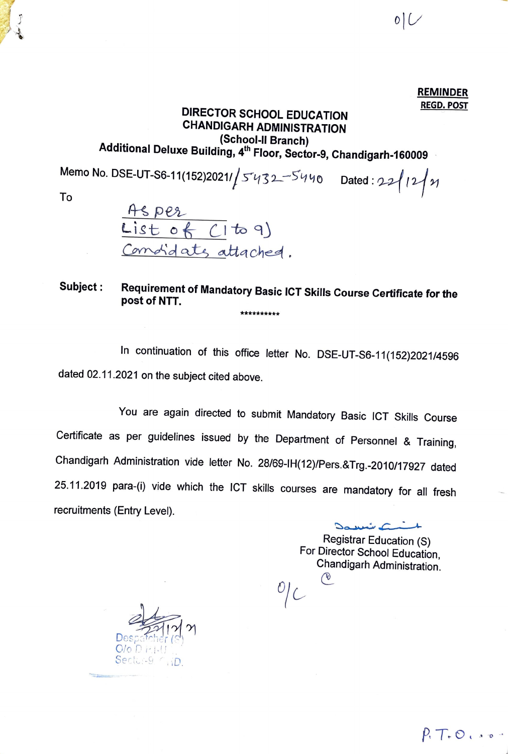o/c

**REMINDER**
**REGD. POST**

**DIRECTOR SCHOOL EDUCATION**
**CHANDIGARH ADMINISTRATION**
**(School-II Branch)**
**Additional Deluxe Building, 4th Floor, Sector-9, Chandigarh-160009**

Memo No. DSE-UT-S6-11(152)2021/ 5432-5440    Dated : 22/12/21

To

As per
List of (1 to 9)
Candidates attached.

**Subject :** **Requirement of Mandatory Basic ICT Skills Course Certificate for the post of NTT.**

**********

In continuation of this office letter No. DSE-UT-S6-11(152)2021/4596 dated 02.11.2021 on the subject cited above.

You are again directed to submit Mandatory Basic ICT Skills Course Certificate as per guidelines issued by the Department of Personnel & Training, Chandigarh Administration vide letter No. 28/69-IH(12)/Pers.&Trg.-2010/17927 dated 25.11.2019 para-(i) vide which the ICT skills courses are mandatory for all fresh recruitments (Entry Level).

Registrar Education (S)
For Director School Education,
Chandigarh Administration.

o/c

Despatcher (S)
O/o D.H.-II
Sector-9 CHD.
22/12/21

P.T.O...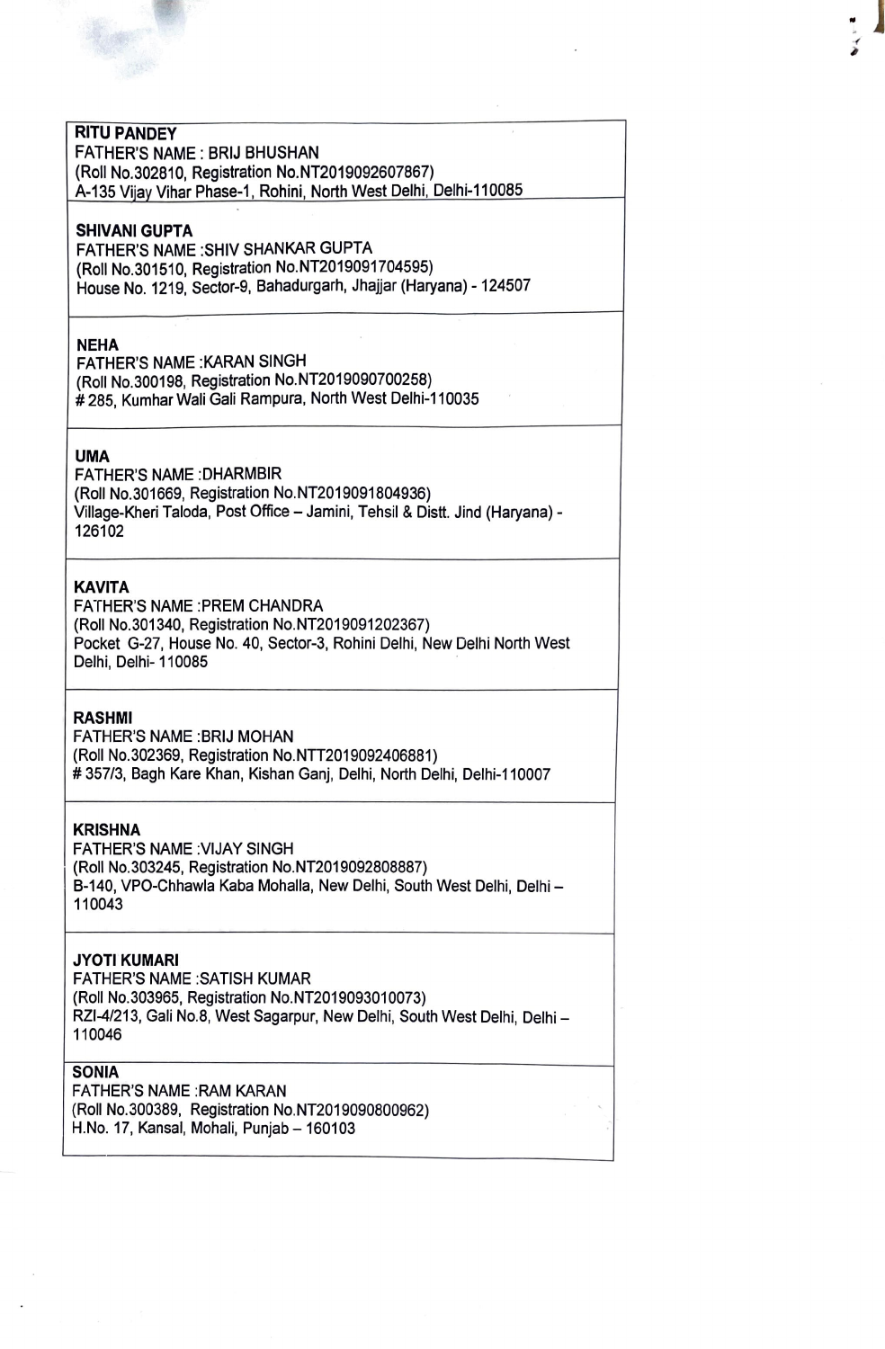**RITU PANDEY**
FATHER'S NAME : BRIJ BHUSHAN
(Roll No.302810, Registration No.NT2019092607867)
A-135 Vijay Vihar Phase-1, Rohini, North West Delhi, Delhi-110085

**SHIVANI GUPTA**
FATHER'S NAME :SHIV SHANKAR GUPTA
(Roll No.301510, Registration No.NT2019091704595)
House No. 1219, Sector-9, Bahadurgarh, Jhajjar (Haryana) - 124507

**NEHA**
FATHER'S NAME :KARAN SINGH
(Roll No.300198, Registration No.NT2019090700258)
# 285, Kumhar Wali Gali Rampura, North West Delhi-110035

**UMA**
FATHER'S NAME :DHARMBIR
(Roll No.301669, Registration No.NT2019091804936)
Village-Kheri Taloda, Post Office – Jamini, Tehsil & Distt. Jind (Haryana) - 126102

**KAVITA**
FATHER'S NAME :PREM CHANDRA
(Roll No.301340, Registration No.NT2019091202367)
Pocket G-27, House No. 40, Sector-3, Rohini Delhi, New Delhi North West Delhi, Delhi- 110085

**RASHMI**
FATHER'S NAME :BRIJ MOHAN
(Roll No.302369, Registration No.NTT2019092406881)
# 357/3, Bagh Kare Khan, Kishan Ganj, Delhi, North Delhi, Delhi-110007

**KRISHNA**
FATHER'S NAME :VIJAY SINGH
(Roll No.303245, Registration No.NT2019092808887)
B-140, VPO-Chhawla Kaba Mohalla, New Delhi, South West Delhi, Delhi – 110043

**JYOTI KUMARI**
FATHER'S NAME :SATISH KUMAR
(Roll No.303965, Registration No.NT2019093010073)
RZI-4/213, Gali No.8, West Sagarpur, New Delhi, South West Delhi, Delhi – 110046

**SONIA**
FATHER'S NAME :RAM KARAN
(Roll No.300389, Registration No.NT2019090800962)
H.No. 17, Kansal, Mohali, Punjab – 160103